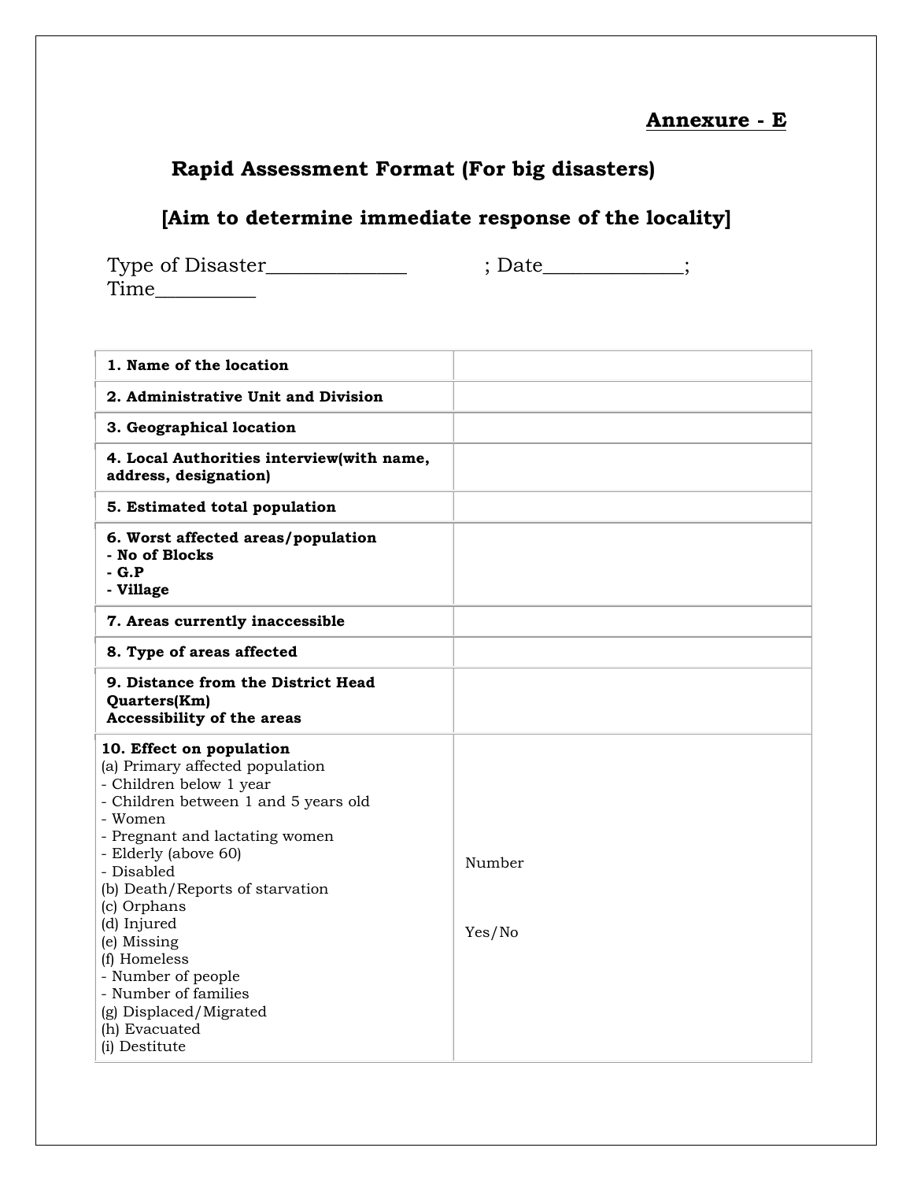**Annexure - E**

## Rapid Assessment Format (For big disasters)

### [Aim to determine immediate response of the locality]

Type of Disaster______________ ; Date______________; Time__________

| | |
|---|---|
| **1. Name of the location** | |
| **2. Administrative Unit and Division** | |
| **3. Geographical location** | |
| **4. Local Authorities interview(with name, address, designation)** | |
| **5. Estimated total population** | |
| **6. Worst affected areas/population**<br>**- No of Blocks**<br>**- G.P**<br>**- Village** | |
| **7. Areas currently inaccessible** | |
| **8. Type of areas affected** | |
| **9. Distance from the District Head Quarters(Km)**<br>**Accessibility of the areas** | |
| **10. Effect on population**<br>(a) Primary affected population<br>- Children below 1 year<br>- Children between 1 and 5 years old<br>- Women<br>- Pregnant and lactating women<br>- Elderly (above 60)<br>- Disabled<br>(b) Death/Reports of starvation<br>(c) Orphans<br>(d) Injured<br>(e) Missing<br>(f) Homeless<br>- Number of people<br>- Number of families<br>(g) Displaced/Migrated<br>(h) Evacuated<br>(i) Destitute | Number<br><br>Yes/No |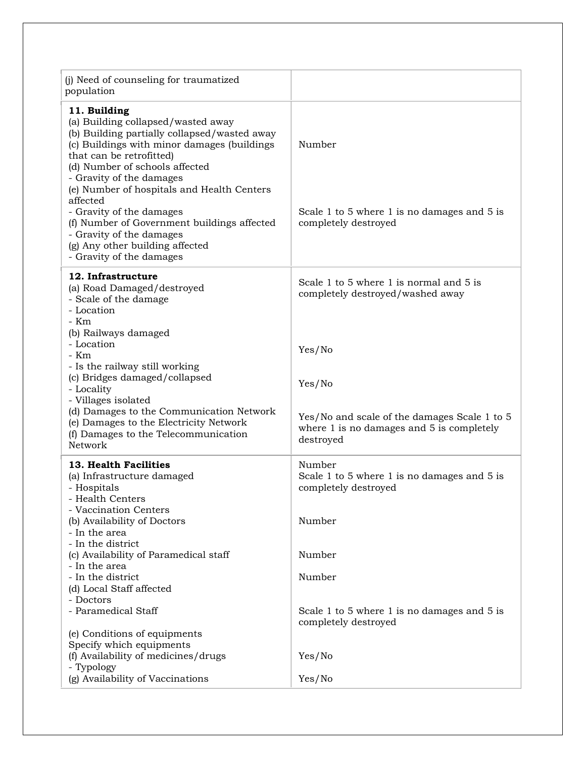| | |
|---|---|
| (j) Need of counseling for traumatized population | |
| **11. Building**<br>(a) Building collapsed/wasted away<br>(b) Building partially collapsed/wasted away<br>(c) Buildings with minor damages (buildings that can be retrofitted)<br>(d) Number of schools affected<br>- Gravity of the damages<br>(e) Number of hospitals and Health Centers affected<br>- Gravity of the damages<br>(f) Number of Government buildings affected<br>- Gravity of the damages<br>(g) Any other building affected<br>- Gravity of the damages | Number<br><br>Scale 1 to 5 where 1 is no damages and 5 is completely destroyed |
| **12. Infrastructure**<br>(a) Road Damaged/destroyed<br>- Scale of the damage<br>- Location<br>- Km<br>(b) Railways damaged<br>- Location<br>- Km<br>- Is the railway still working<br>(c) Bridges damaged/collapsed<br>- Locality<br>- Villages isolated<br>(d) Damages to the Communication Network<br>(e) Damages to the Electricity Network<br>(f) Damages to the Telecommunication Network | Scale 1 to 5 where 1 is normal and 5 is completely destroyed/washed away<br><br>Yes/No<br><br>Yes/No<br><br>Yes/No and scale of the damages Scale 1 to 5 where 1 is no damages and 5 is completely destroyed |
| **13. Health Facilities**<br>(a) Infrastructure damaged<br>- Hospitals<br>- Health Centers<br>- Vaccination Centers<br>(b) Availability of Doctors<br>- In the area<br>- In the district<br>(c) Availability of Paramedical staff<br>- In the area<br>- In the district<br>(d) Local Staff affected<br>- Doctors<br>- Paramedical Staff<br><br>(e) Conditions of equipments<br>Specify which equipments<br>(f) Availability of medicines/drugs<br>- Typology<br>(g) Availability of Vaccinations | Number<br>Scale 1 to 5 where 1 is no damages and 5 is completely destroyed<br><br>Number<br><br>Number<br><br>Number<br><br>Scale 1 to 5 where 1 is no damages and 5 is completely destroyed<br><br>Yes/No<br><br>Yes/No |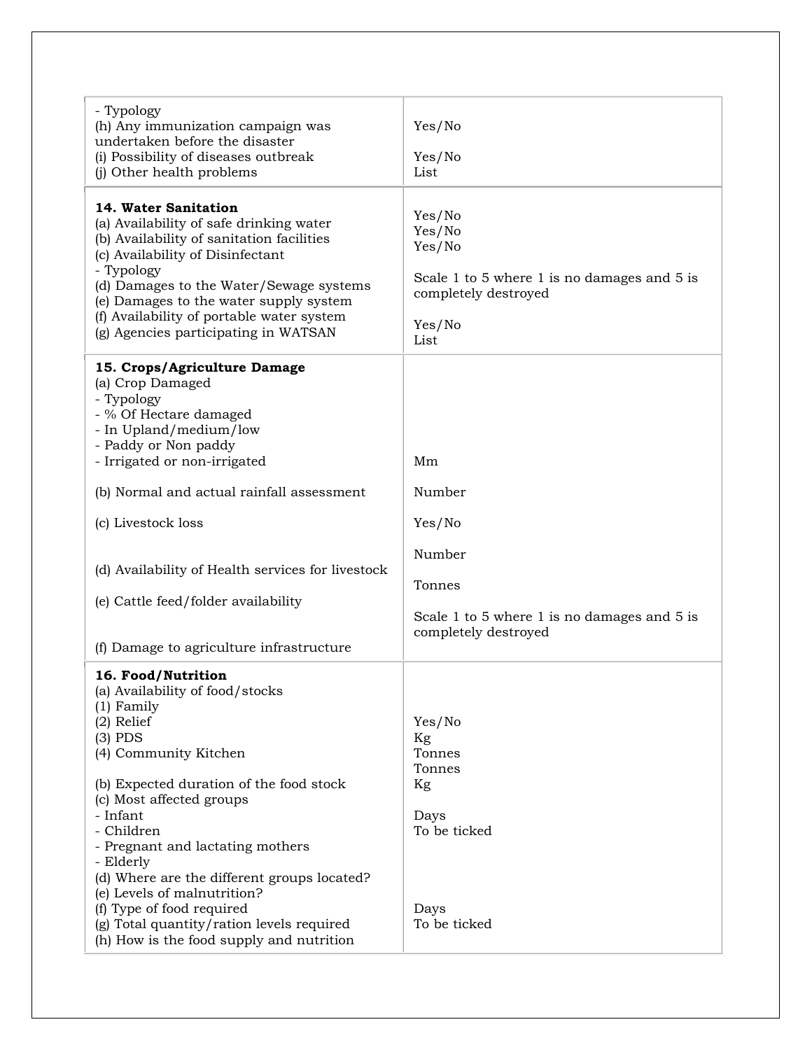| | |
|---|---|
| - Typology<br>(h) Any immunization campaign was undertaken before the disaster<br>(i) Possibility of diseases outbreak<br>(j) Other health problems | Yes/No<br><br>Yes/No<br>List |
| **14. Water Sanitation**<br>(a) Availability of safe drinking water<br>(b) Availability of sanitation facilities<br>(c) Availability of Disinfectant<br>- Typology<br>(d) Damages to the Water/Sewage systems<br>(e) Damages to the water supply system<br>(f) Availability of portable water system<br>(g) Agencies participating in WATSAN | Yes/No<br>Yes/No<br>Yes/No<br><br>Scale 1 to 5 where 1 is no damages and 5 is completely destroyed<br><br>Yes/No<br>List |
| **15. Crops/Agriculture Damage**<br>(a) Crop Damaged<br>- Typology<br>- % Of Hectare damaged<br>- In Upland/medium/low<br>- Paddy or Non paddy<br>- Irrigated or non-irrigated<br><br>(b) Normal and actual rainfall assessment<br><br>(c) Livestock loss<br><br>(d) Availability of Health services for livestock<br><br>(e) Cattle feed/folder availability<br><br>(f) Damage to agriculture infrastructure | Mm<br><br>Number<br><br>Yes/No<br><br>Number<br><br>Tonnes<br><br>Scale 1 to 5 where 1 is no damages and 5 is completely destroyed |
| **16. Food/Nutrition**<br>(a) Availability of food/stocks<br>(1) Family<br>(2) Relief<br>(3) PDS<br>(4) Community Kitchen<br><br>(b) Expected duration of the food stock<br>(c) Most affected groups<br>- Infant<br>- Children<br>- Pregnant and lactating mothers<br>- Elderly<br>(d) Where are the different groups located?<br>(e) Levels of malnutrition?<br>(f) Type of food required<br>(g) Total quantity/ration levels required<br>(h) How is the food supply and nutrition | Yes/No<br>Kg<br>Tonnes<br>Tonnes<br>Kg<br><br>Days<br>To be ticked<br><br>Days<br>To be ticked |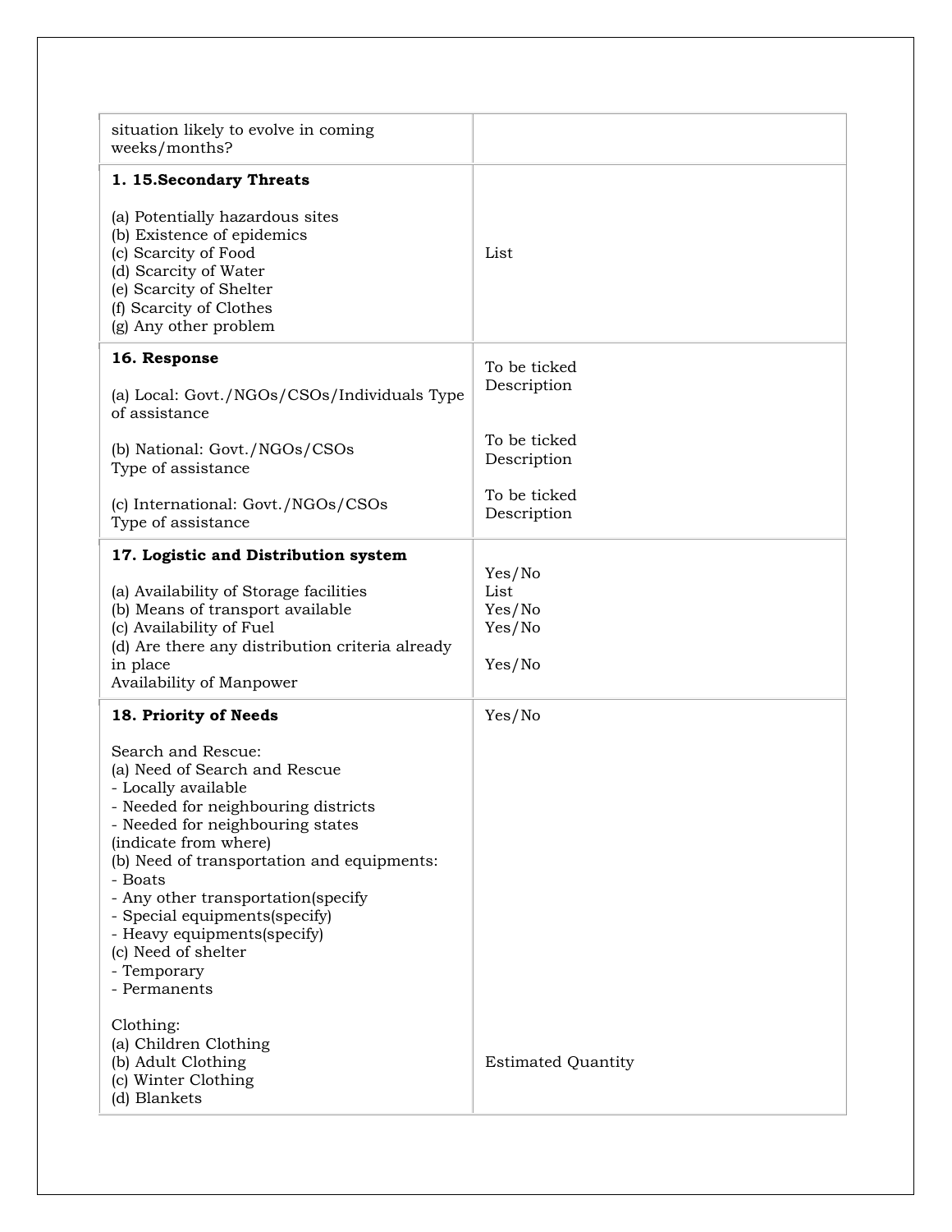| situation likely to evolve in coming weeks/months? | |
|---|---|
| **1. 15.Secondary Threats**<br><br>(a) Potentially hazardous sites<br>(b) Existence of epidemics<br>(c) Scarcity of Food<br>(d) Scarcity of Water<br>(e) Scarcity of Shelter<br>(f) Scarcity of Clothes<br>(g) Any other problem | List |
| **16. Response**<br><br>(a) Local: Govt./NGOs/CSOs/Individuals Type of assistance<br><br>(b) National: Govt./NGOs/CSOs<br>Type of assistance<br><br>(c) International: Govt./NGOs/CSOs<br>Type of assistance | To be ticked<br>Description<br><br>To be ticked<br>Description<br><br>To be ticked<br>Description |
| **17. Logistic and Distribution system**<br><br>(a) Availability of Storage facilities<br>(b) Means of transport available<br>(c) Availability of Fuel<br>(d) Are there any distribution criteria already in place<br>Availability of Manpower | Yes/No<br>List<br>Yes/No<br>Yes/No<br><br>Yes/No |
| **18. Priority of Needs**<br><br>Search and Rescue:<br>(a) Need of Search and Rescue<br>- Locally available<br>- Needed for neighbouring districts<br>- Needed for neighbouring states<br>(indicate from where)<br>(b) Need of transportation and equipments:<br>- Boats<br>- Any other transportation(specify<br>- Special equipments(specify)<br>- Heavy equipments(specify)<br>(c) Need of shelter<br>- Temporary<br>- Permanents<br><br>Clothing:<br>(a) Children Clothing<br>(b) Adult Clothing<br>(c) Winter Clothing<br>(d) Blankets | Yes/No<br><br><br><br><br><br><br><br><br><br><br><br><br><br><br><br><br><br>Estimated Quantity |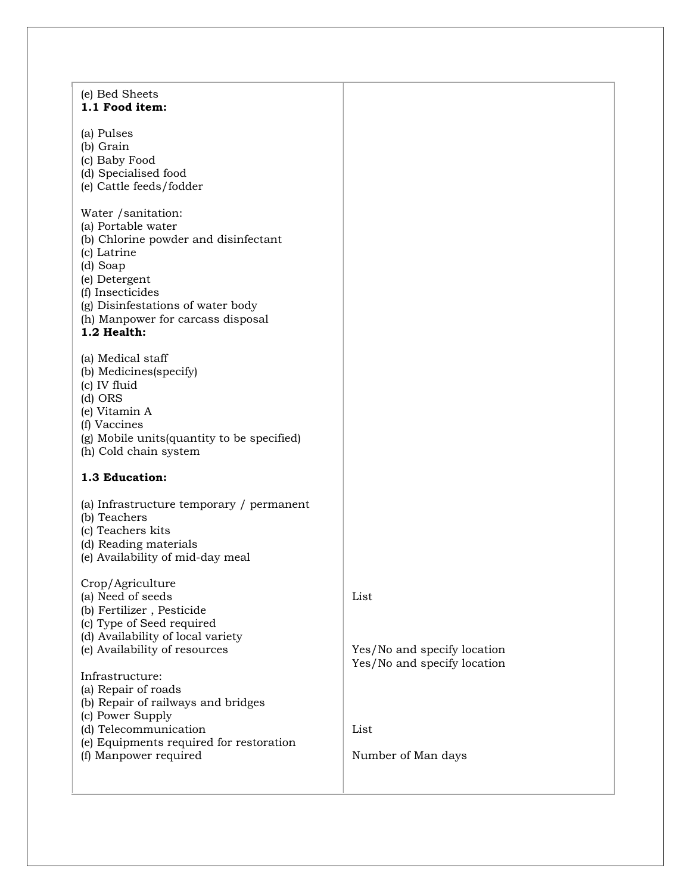| | |
|---|---|
| (e) Bed Sheets<br>**1.1 Food item:**<br><br>(a) Pulses<br>(b) Grain<br>(c) Baby Food<br>(d) Specialised food<br>(e) Cattle feeds/fodder<br><br>Water /sanitation:<br>(a) Portable water<br>(b) Chlorine powder and disinfectant<br>(c) Latrine<br>(d) Soap<br>(e) Detergent<br>(f) Insecticides<br>(g) Disinfestations of water body<br>(h) Manpower for carcass disposal<br>**1.2 Health:**<br><br>(a) Medical staff<br>(b) Medicines(specify)<br>(c) IV fluid<br>(d) ORS<br>(e) Vitamin A<br>(f) Vaccines<br>(g) Mobile units(quantity to be specified)<br>(h) Cold chain system<br><br>**1.3 Education:**<br><br>(a) Infrastructure temporary / permanent<br>(b) Teachers<br>(c) Teachers kits<br>(d) Reading materials<br>(e) Availability of mid-day meal | |
| Crop/Agriculture<br>(a) Need of seeds<br>(b) Fertilizer , Pesticide<br>(c) Type of Seed required<br>(d) Availability of local variety<br>(e) Availability of resources | <br>List<br><br><br><br>Yes/No and specify location<br>Yes/No and specify location |
| Infrastructure:<br>(a) Repair of roads<br>(b) Repair of railways and bridges<br>(c) Power Supply<br>(d) Telecommunication<br>(e) Equipments required for restoration<br>(f) Manpower required | <br><br><br><br>List<br><br>Number of Man days |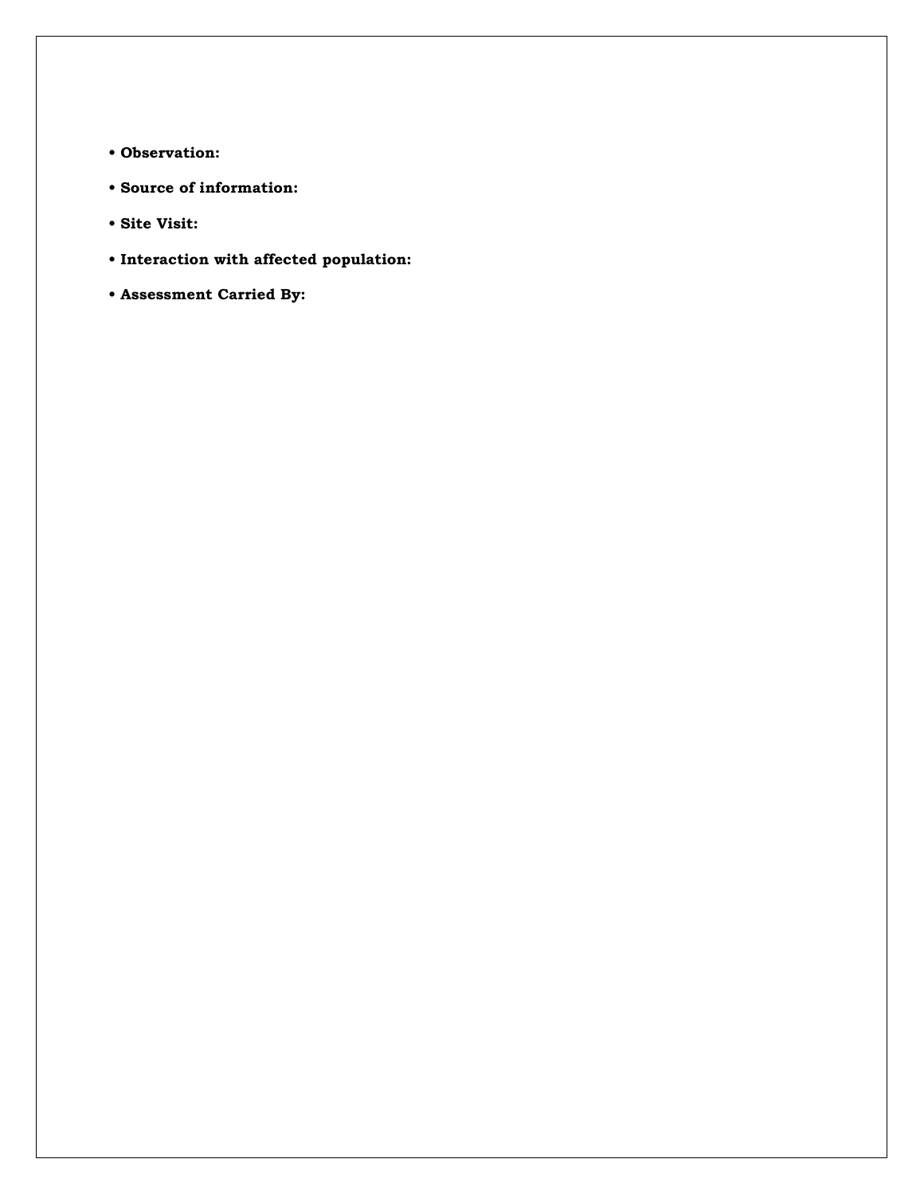- **Observation:**
- **Source of information:**
- **Site Visit:**
- **Interaction with affected population:**
- **Assessment Carried By:**